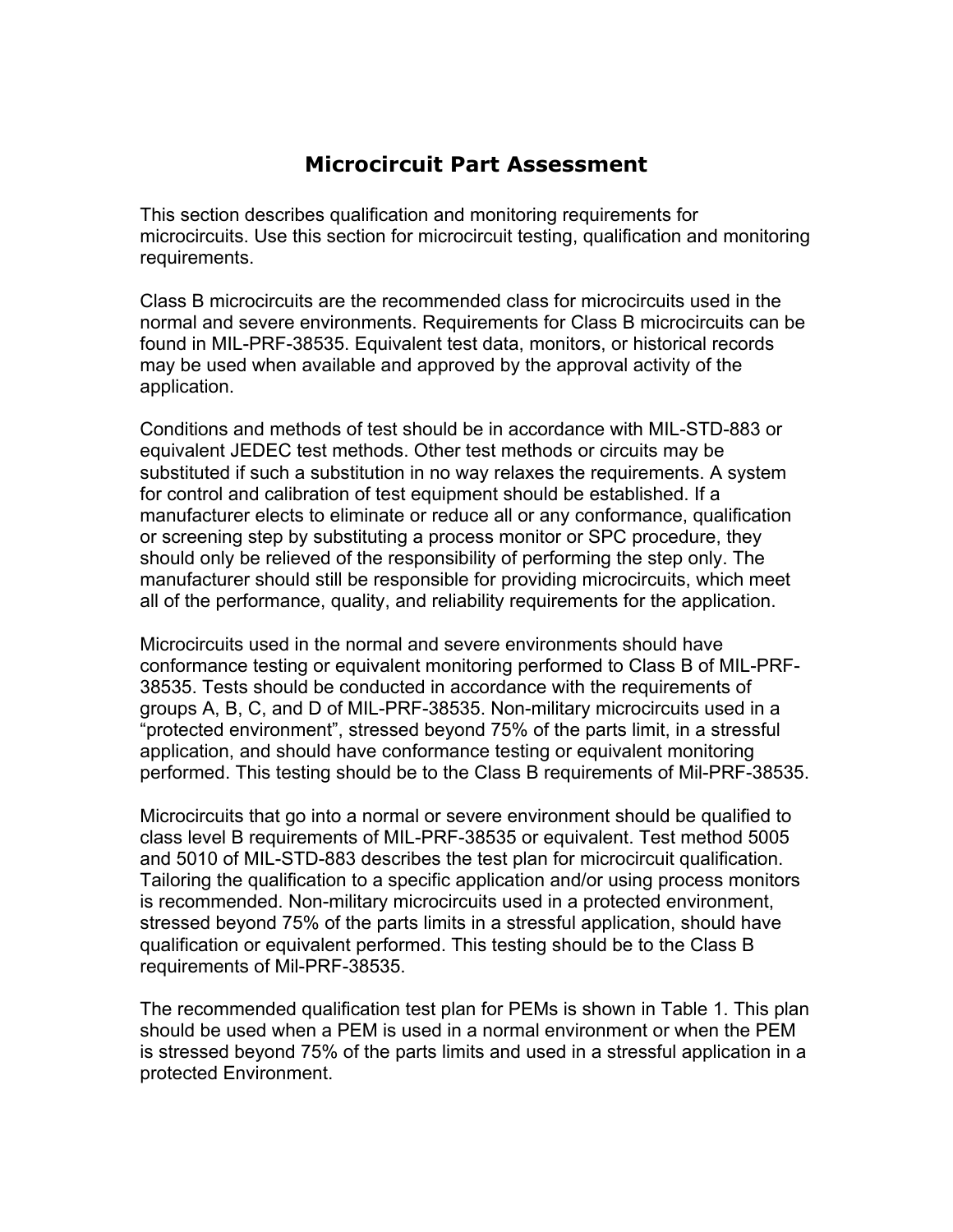# Microcircuit Part Assessment

This section describes qualification and monitoring requirements for microcircuits. Use this section for microcircuit testing, qualification and monitoring requirements.

Class B microcircuits are the recommended class for microcircuits used in the normal and severe environments. Requirements for Class B microcircuits can be found in MIL-PRF-38535. Equivalent test data, monitors, or historical records may be used when available and approved by the approval activity of the application.

Conditions and methods of test should be in accordance with MIL-STD-883 or equivalent JEDEC test methods. Other test methods or circuits may be substituted if such a substitution in no way relaxes the requirements. A system for control and calibration of test equipment should be established. If a manufacturer elects to eliminate or reduce all or any conformance, qualification or screening step by substituting a process monitor or SPC procedure, they should only be relieved of the responsibility of performing the step only. The manufacturer should still be responsible for providing microcircuits, which meet all of the performance, quality, and reliability requirements for the application.

Microcircuits used in the normal and severe environments should have conformance testing or equivalent monitoring performed to Class B of MIL-PRF-38535. Tests should be conducted in accordance with the requirements of groups A, B, C, and D of MIL-PRF-38535. Non-military microcircuits used in a “protected environment”, stressed beyond 75% of the parts limit, in a stressful application, and should have conformance testing or equivalent monitoring performed. This testing should be to the Class B requirements of Mil-PRF-38535.

Microcircuits that go into a normal or severe environment should be qualified to class level B requirements of MIL-PRF-38535 or equivalent. Test method 5005 and 5010 of MIL-STD-883 describes the test plan for microcircuit qualification. Tailoring the qualification to a specific application and/or using process monitors is recommended. Non-military microcircuits used in a protected environment, stressed beyond 75% of the parts limits in a stressful application, should have qualification or equivalent performed. This testing should be to the Class B requirements of Mil-PRF-38535.

The recommended qualification test plan for PEMs is shown in Table 1. This plan should be used when a PEM is used in a normal environment or when the PEM is stressed beyond 75% of the parts limits and used in a stressful application in a protected Environment.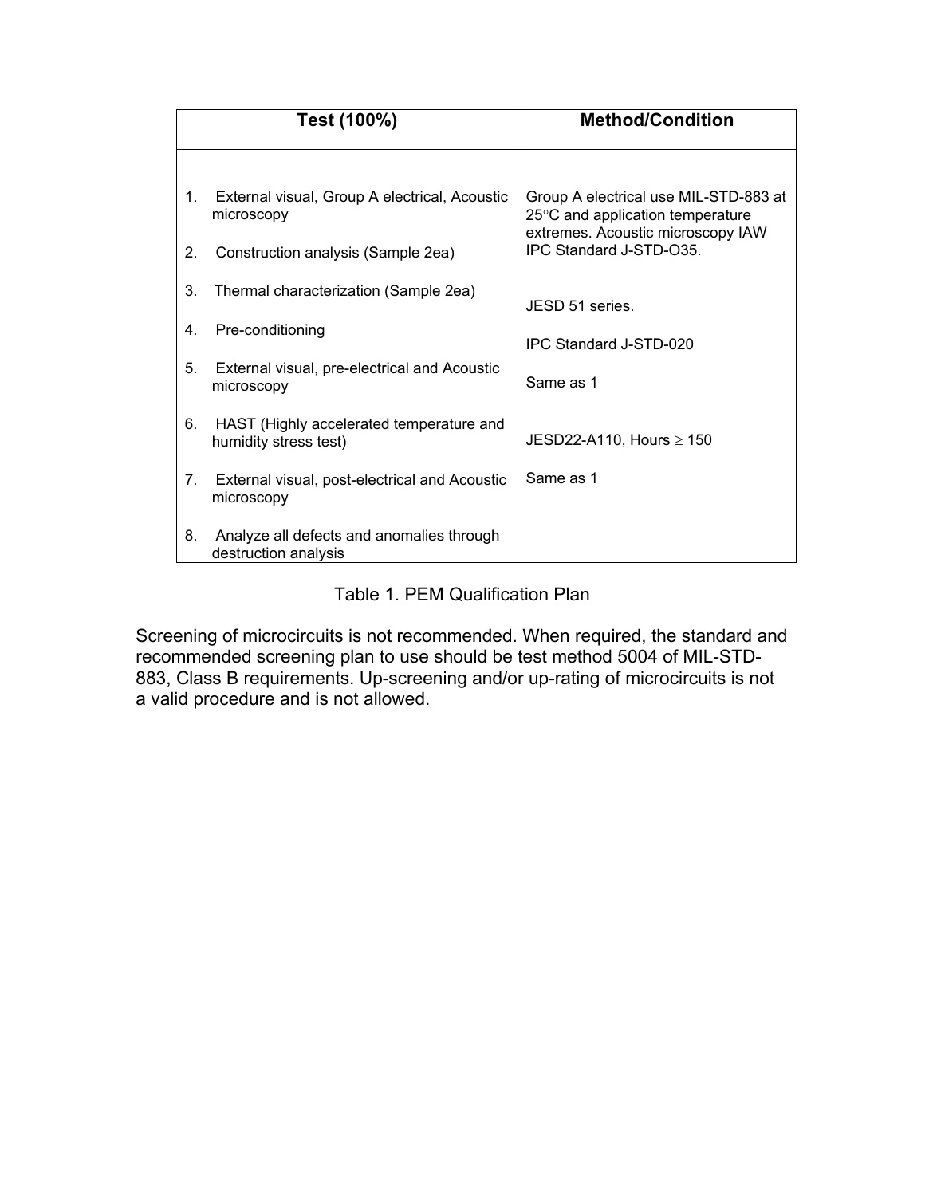| Test (100%) | Method/Condition |
|---|---|
| 1. External visual, Group A electrical, Acoustic microscopy | Group A electrical use MIL-STD-883 at 25°C and application temperature extremes. Acoustic microscopy IAW IPC Standard J-STD-O35. |
| 2. Construction analysis (Sample 2ea) | |
| 3. Thermal characterization (Sample 2ea) | JESD 51 series. |
| 4. Pre-conditioning | IPC Standard J-STD-020 |
| 5. External visual, pre-electrical and Acoustic microscopy | Same as 1 |
| 6. HAST (Highly accelerated temperature and humidity stress test) | JESD22-A110, Hours $\geq$ 150 |
| 7. External visual, post-electrical and Acoustic microscopy | Same as 1 |
| 8. Analyze all defects and anomalies through destruction analysis | |

Table 1. PEM Qualification Plan

Screening of microcircuits is not recommended. When required, the standard and recommended screening plan to use should be test method 5004 of MIL-STD-883, Class B requirements. Up-screening and/or up-rating of microcircuits is not a valid procedure and is not allowed.